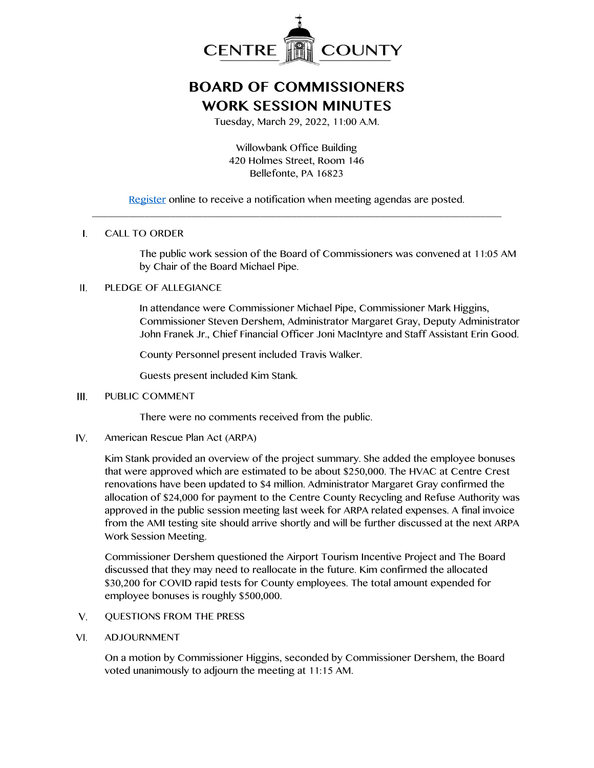CENTRE COUNTY

# BOARD OF COMMISSIONERS
# WORK SESSION MINUTES

Tuesday, March 29, 2022, 11:00 A.M.

Willowbank Office Building
420 Holmes Street, Room 146
Bellefonte, PA 16823

Register online to receive a notification when meeting agendas are posted.

---

I. CALL TO ORDER

The public work session of the Board of Commissioners was convened at 11:05 AM by Chair of the Board Michael Pipe.

II. PLEDGE OF ALLEGIANCE

In attendance were Commissioner Michael Pipe, Commissioner Mark Higgins, Commissioner Steven Dershem, Administrator Margaret Gray, Deputy Administrator John Franek Jr., Chief Financial Officer Joni MacIntyre and Staff Assistant Erin Good.

County Personnel present included Travis Walker.

Guests present included Kim Stank.

III. PUBLIC COMMENT

There were no comments received from the public.

IV. American Rescue Plan Act (ARPA)

Kim Stank provided an overview of the project summary. She added the employee bonuses that were approved which are estimated to be about $250,000. The HVAC at Centre Crest renovations have been updated to $4 million. Administrator Margaret Gray confirmed the allocation of $24,000 for payment to the Centre County Recycling and Refuse Authority was approved in the public session meeting last week for ARPA related expenses. A final invoice from the AMI testing site should arrive shortly and will be further discussed at the next ARPA Work Session Meeting.

Commissioner Dershem questioned the Airport Tourism Incentive Project and The Board discussed that they may need to reallocate in the future. Kim confirmed the allocated $30,200 for COVID rapid tests for County employees. The total amount expended for employee bonuses is roughly $500,000.

V. QUESTIONS FROM THE PRESS

VI. ADJOURNMENT

On a motion by Commissioner Higgins, seconded by Commissioner Dershem, the Board voted unanimously to adjourn the meeting at 11:15 AM.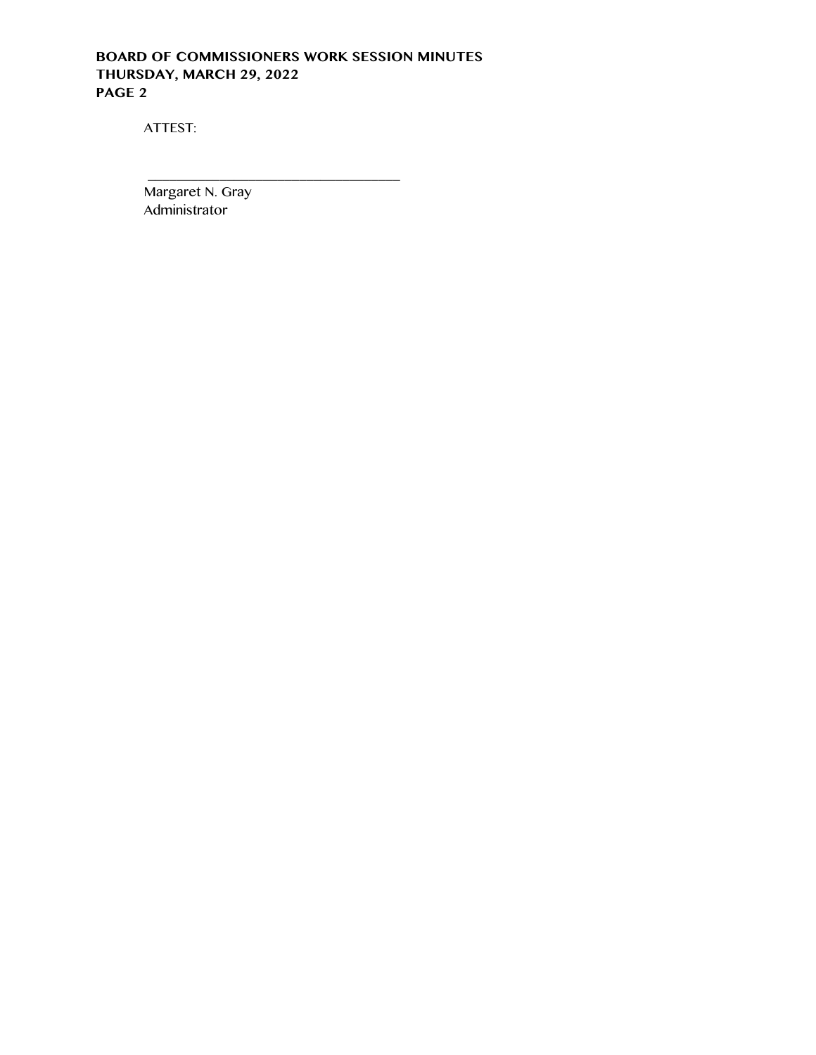ATTEST:

\_\_\_\_\_\_\_\_\_\_\_\_\_\_\_\_\_\_\_\_\_\_\_\_\_\_\_\_\_\_\_\_\_\_\_\_

Margaret N. Gray
Administrator